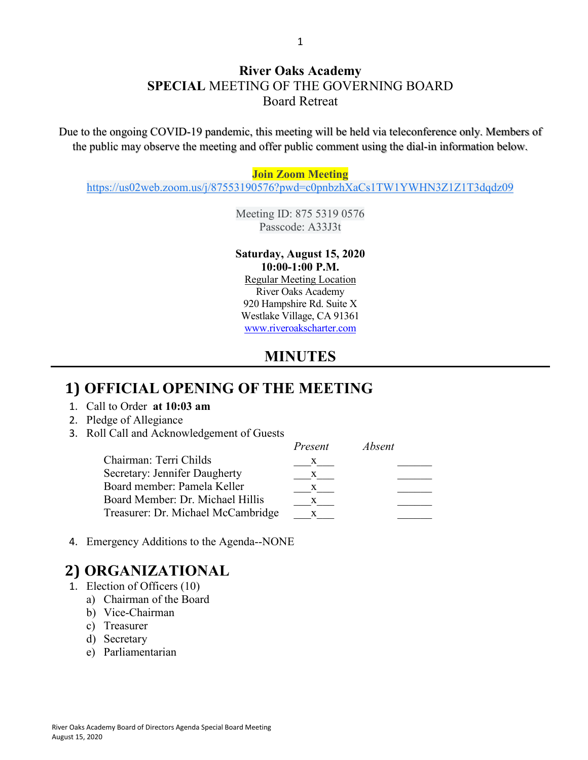# River Oaks Academy
## **SPECIAL** MEETING OF THE GOVERNING BOARD
### Board Retreat

Due to the ongoing COVID-19 pandemic, this meeting will be held via teleconference only. Members of the public may observe the meeting and offer public comment using the dial-in information below.

**Join Zoom Meeting**
https://us02web.zoom.us/j/87553190576?pwd=c0pnbzhXaCs1TW1YWHN3Z1Z1T3dqdz09

Meeting ID: 875 5319 0576
Passcode: A33J3t

**Saturday, August 15, 2020**
**10:00-1:00 P.M.**
Regular Meeting Location
River Oaks Academy
920 Hampshire Rd. Suite X
Westlake Village, CA 91361
www.riveroakscharter.com

## MINUTES

## 1) OFFICIAL OPENING OF THE MEETING

1. Call to Order **at 10:03 am**
2. Pledge of Allegiance
3. Roll Call and Acknowledgement of Guests

| | *Present* | *Absent* |
|---|---|---|
| Chairman: Terri Childs | x | |
| Secretary: Jennifer Daugherty | x | |
| Board member: Pamela Keller | x | |
| Board Member: Dr. Michael Hillis | x | |
| Treasurer: Dr. Michael McCambridge | x | |

4. Emergency Additions to the Agenda--NONE

## 2) ORGANIZATIONAL

1. Election of Officers (10)
   a) Chairman of the Board
   b) Vice-Chairman
   c) Treasurer
   d) Secretary
   e) Parliamentarian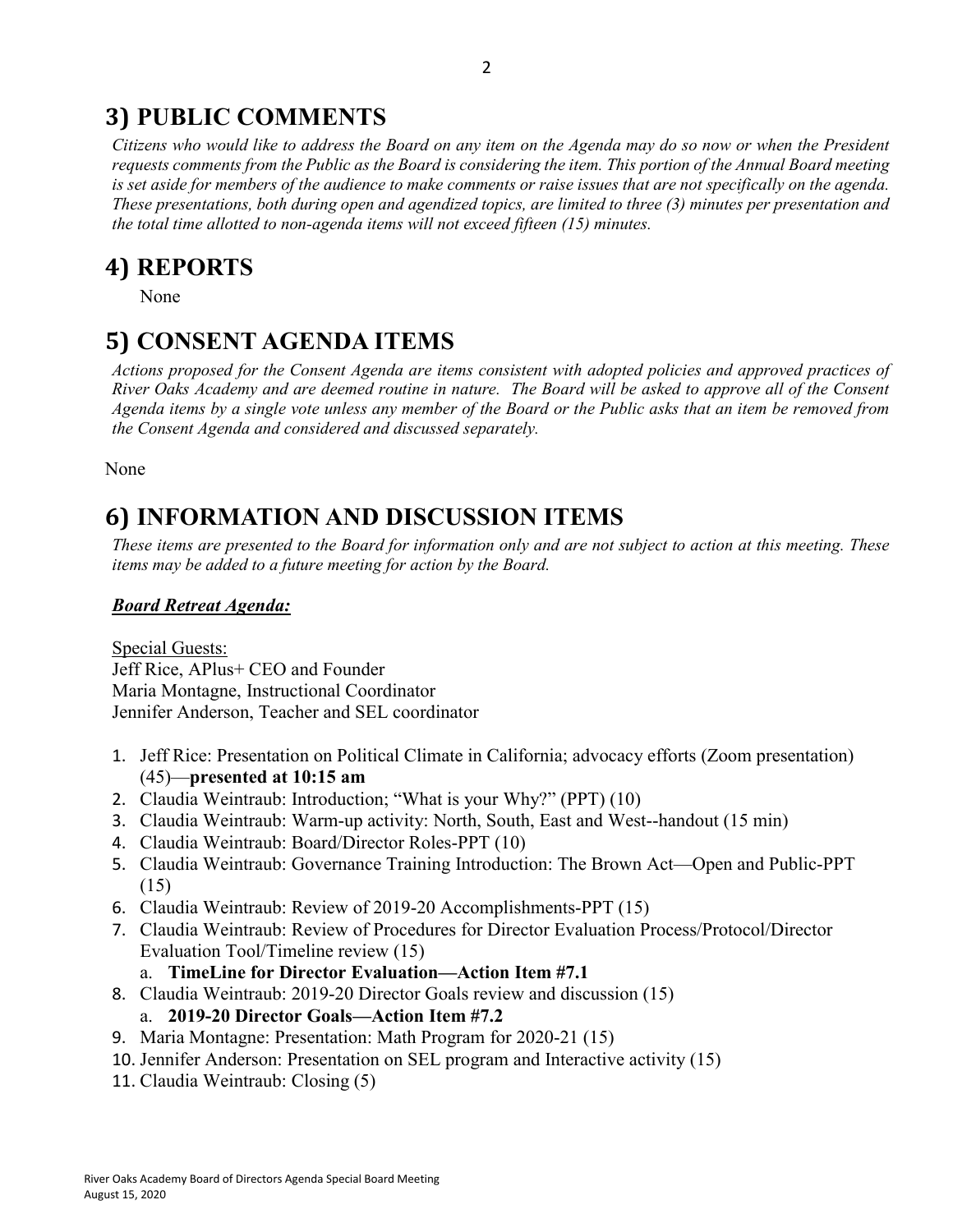## 3) PUBLIC COMMENTS

*Citizens who would like to address the Board on any item on the Agenda may do so now or when the President requests comments from the Public as the Board is considering the item. This portion of the Annual Board meeting is set aside for members of the audience to make comments or raise issues that are not specifically on the agenda. These presentations, both during open and agendized topics, are limited to three (3) minutes per presentation and the total time allotted to non-agenda items will not exceed fifteen (15) minutes.*

## 4) REPORTS

None

## 5) CONSENT AGENDA ITEMS

*Actions proposed for the Consent Agenda are items consistent with adopted policies and approved practices of River Oaks Academy and are deemed routine in nature. The Board will be asked to approve all of the Consent Agenda items by a single vote unless any member of the Board or the Public asks that an item be removed from the Consent Agenda and considered and discussed separately.*

None

## 6) INFORMATION AND DISCUSSION ITEMS

*These items are presented to the Board for information only and are not subject to action at this meeting. These items may be added to a future meeting for action by the Board.*

***Board Retreat Agenda:***

Special Guests:
Jeff Rice, APlus+ CEO and Founder
Maria Montagne, Instructional Coordinator
Jennifer Anderson, Teacher and SEL coordinator

1. Jeff Rice: Presentation on Political Climate in California; advocacy efforts (Zoom presentation) (45)—**presented at 10:15 am**
2. Claudia Weintraub: Introduction; "What is your Why?" (PPT) (10)
3. Claudia Weintraub: Warm-up activity: North, South, East and West--handout (15 min)
4. Claudia Weintraub: Board/Director Roles-PPT (10)
5. Claudia Weintraub: Governance Training Introduction: The Brown Act—Open and Public-PPT (15)
6. Claudia Weintraub: Review of 2019-20 Accomplishments-PPT (15)
7. Claudia Weintraub: Review of Procedures for Director Evaluation Process/Protocol/Director Evaluation Tool/Timeline review (15)
   a. **TimeLine for Director Evaluation—Action Item #7.1**
8. Claudia Weintraub: 2019-20 Director Goals review and discussion (15)
   a. **2019-20 Director Goals—Action Item #7.2**
9. Maria Montagne: Presentation: Math Program for 2020-21 (15)
10. Jennifer Anderson: Presentation on SEL program and Interactive activity (15)
11. Claudia Weintraub: Closing (5)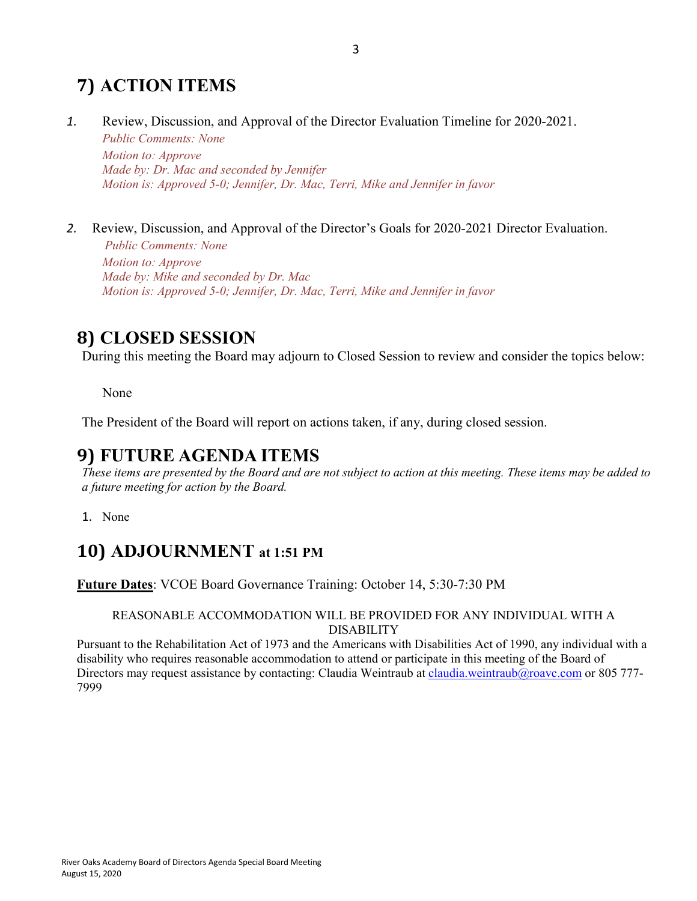# 7) ACTION ITEMS

1. Review, Discussion, and Approval of the Director Evaluation Timeline for 2020-2021.
   *Public Comments: None*
   *Motion to: Approve*
   *Made by: Dr. Mac and seconded by Jennifer*
   *Motion is: Approved 5-0; Jennifer, Dr. Mac, Terri, Mike and Jennifer in favor*

2. Review, Discussion, and Approval of the Director's Goals for 2020-2021 Director Evaluation.
   *Public Comments: None*
   *Motion to: Approve*
   *Made by: Mike and seconded by Dr. Mac*
   *Motion is: Approved 5-0; Jennifer, Dr. Mac, Terri, Mike and Jennifer in favor*

# 8) CLOSED SESSION

During this meeting the Board may adjourn to Closed Session to review and consider the topics below:

None

The President of the Board will report on actions taken, if any, during closed session.

# 9) FUTURE AGENDA ITEMS

*These items are presented by the Board and are not subject to action at this meeting. These items may be added to a future meeting for action by the Board.*

1. None

# 10) ADJOURNMENT at 1:51 PM

**Future Dates**: VCOE Board Governance Training: October 14, 5:30-7:30 PM

REASONABLE ACCOMMODATION WILL BE PROVIDED FOR ANY INDIVIDUAL WITH A DISABILITY

Pursuant to the Rehabilitation Act of 1973 and the Americans with Disabilities Act of 1990, any individual with a disability who requires reasonable accommodation to attend or participate in this meeting of the Board of Directors may request assistance by contacting: Claudia Weintraub at claudia.weintraub@roavc.com or 805 777-7999